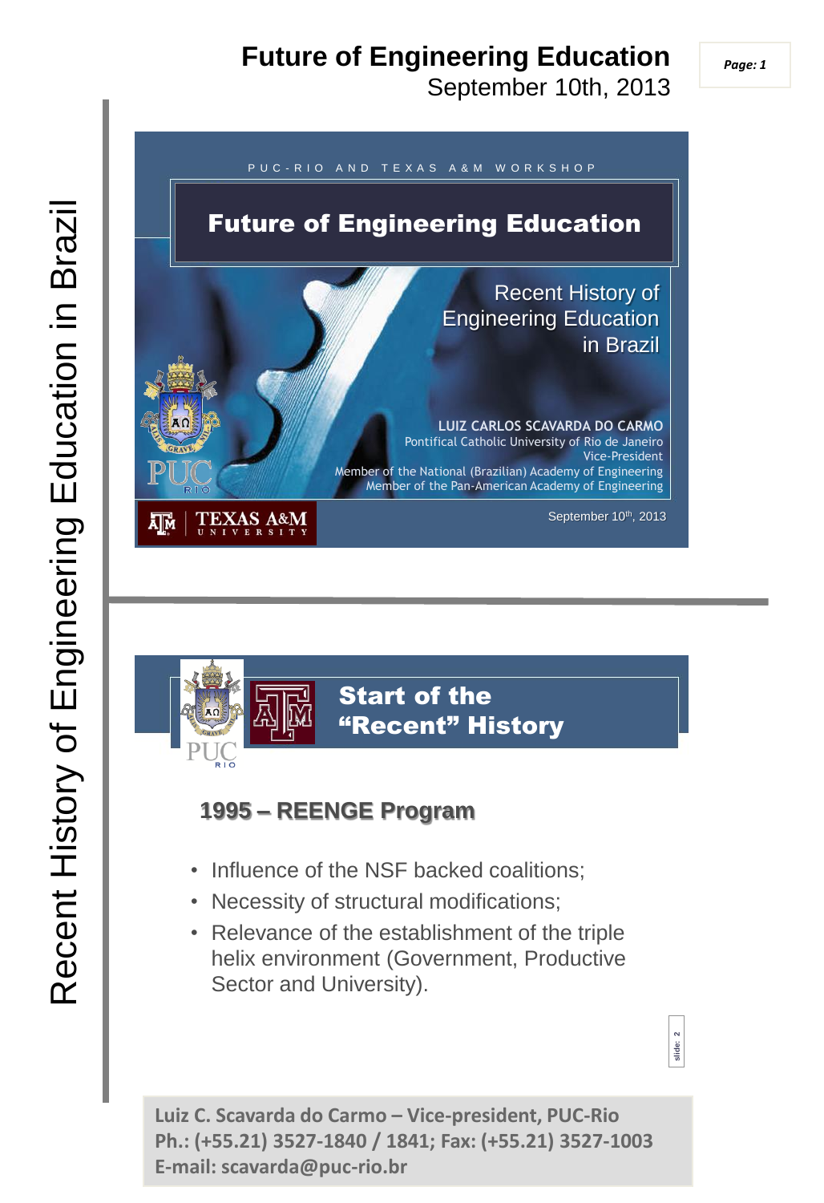# Future of Engineering Education

September 10th, 2013

Recent History of Engineering Education in Brazil

PUC-RIO AND TEXAS A&M WORKSHOP

## Future of Engineering Education

Recent History of Engineering Education in Brazil

**LUIZ CARLOS SCAVARDA DO CARMO**
Pontifical Catholic University of Rio de Janeiro
Vice-President
Member of the National (Brazilian) Academy of Engineering
Member of the Pan-American Academy of Engineering

TEXAS A&M UNIVERSITY

September 10th, 2013

## Start of the "Recent" History

### 1995 – REENGE Program

- Influence of the NSF backed coalitions;
- Necessity of structural modifications;
- Relevance of the establishment of the triple helix environment (Government, Productive Sector and University).

**Luiz C. Scavarda do Carmo – Vice-president, PUC-Rio**
**Ph.: (+55.21) 3527-1840 / 1841; Fax: (+55.21) 3527-1003**
**E-mail: scavarda@puc-rio.br**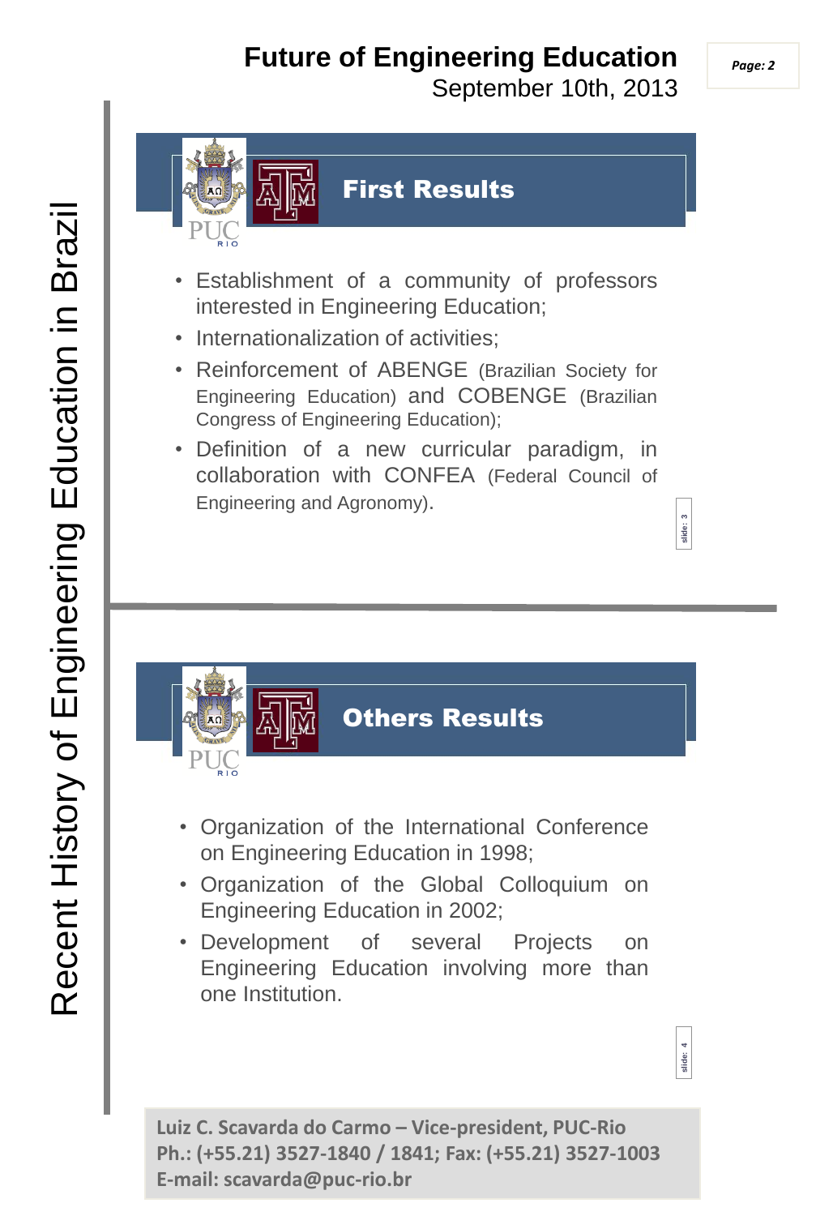## First Results

- Establishment of a community of professors interested in Engineering Education;
- Internationalization of activities;
- Reinforcement of ABENGE (Brazilian Society for Engineering Education) and COBENGE (Brazilian Congress of Engineering Education);
- Definition of a new curricular paradigm, in collaboration with CONFEA (Federal Council of Engineering and Agronomy).

## Others Results

- Organization of the International Conference on Engineering Education in 1998;
- Organization of the Global Colloquium on Engineering Education in 2002;
- Development of several Projects on Engineering Education involving more than one Institution.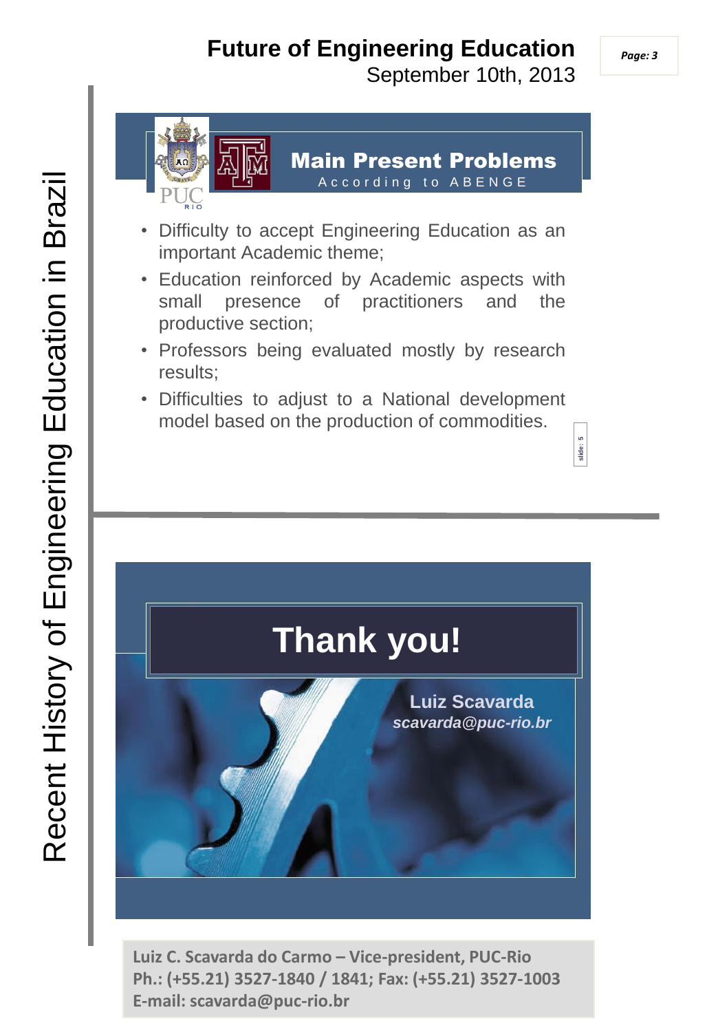## Main Present Problems

According to ABENGE

- Difficulty to accept Engineering Education as an important Academic theme;
- Education reinforced by Academic aspects with small presence of practitioners and the productive section;
- Professors being evaluated mostly by research results;
- Difficulties to adjust to a National development model based on the production of commodities.

slide: 5

# Thank you!

**Luiz Scavarda**

***scavarda@puc-rio.br***

**Luiz C. Scavarda do Carmo – Vice-president, PUC-Rio**
**Ph.: (+55.21) 3527-1840 / 1841; Fax: (+55.21) 3527-1003**
**E-mail: scavarda@puc-rio.br**